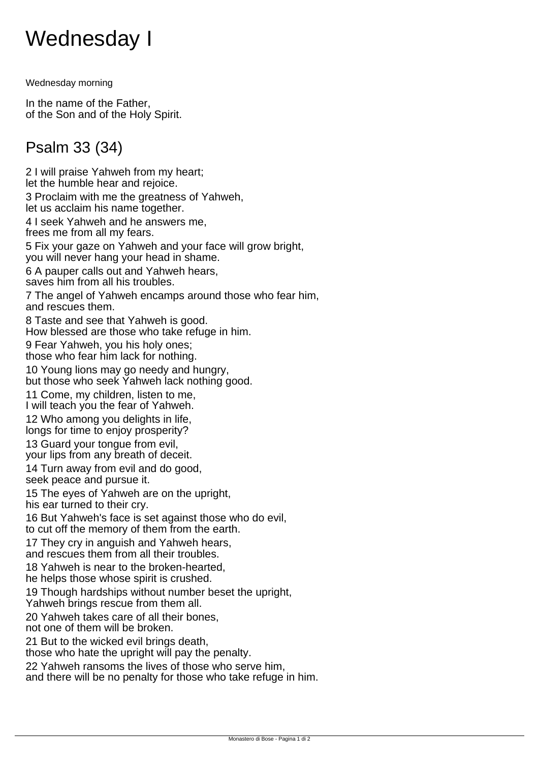# Wednesday I

Wednesday morning

In the name of the Father,
of the Son and of the Holy Spirit.

## Psalm 33 (34)

2 I will praise Yahweh from my heart;
let the humble hear and rejoice.

3 Proclaim with me the greatness of Yahweh,
let us acclaim his name together.

4 I seek Yahweh and he answers me,
frees me from all my fears.

5 Fix your gaze on Yahweh and your face will grow bright,
you will never hang your head in shame.

6 A pauper calls out and Yahweh hears,
saves him from all his troubles.

7 The angel of Yahweh encamps around those who fear him,
and rescues them.

8 Taste and see that Yahweh is good.
How blessed are those who take refuge in him.

9 Fear Yahweh, you his holy ones;
those who fear him lack for nothing.

10 Young lions may go needy and hungry,
but those who seek Yahweh lack nothing good.

11 Come, my children, listen to me,
I will teach you the fear of Yahweh.

12 Who among you delights in life,
longs for time to enjoy prosperity?

13 Guard your tongue from evil,
your lips from any breath of deceit.

14 Turn away from evil and do good,
seek peace and pursue it.

15 The eyes of Yahweh are on the upright,
his ear turned to their cry.

16 But Yahweh's face is set against those who do evil,
to cut off the memory of them from the earth.

17 They cry in anguish and Yahweh hears,
and rescues them from all their troubles.

18 Yahweh is near to the broken-hearted,
he helps those whose spirit is crushed.

19 Though hardships without number beset the upright,
Yahweh brings rescue from them all.

20 Yahweh takes care of all their bones,
not one of them will be broken.

21 But to the wicked evil brings death,
those who hate the upright will pay the penalty.

22 Yahweh ransoms the lives of those who serve him,
and there will be no penalty for those who take refuge in him.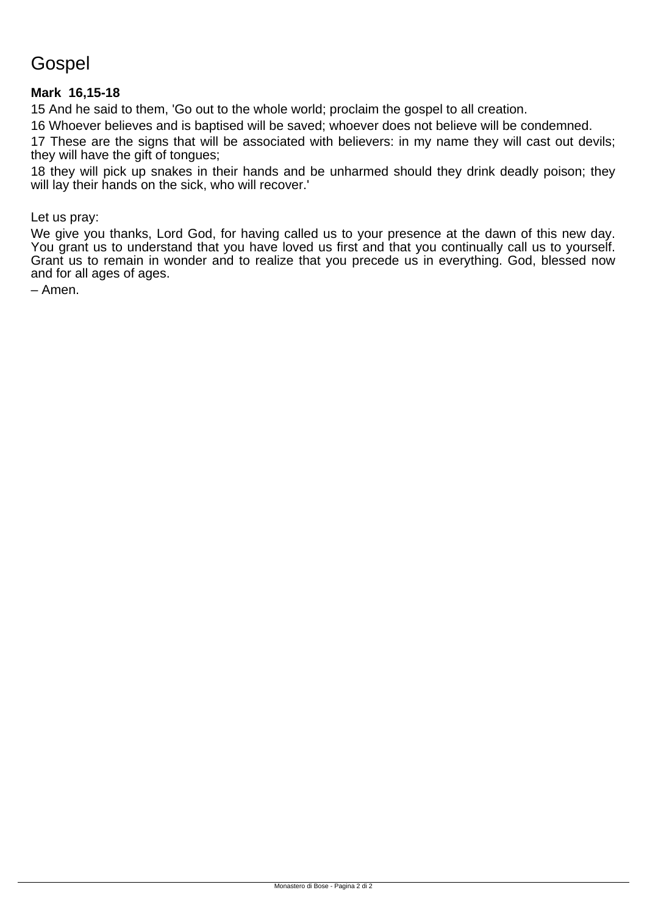# Gospel

**Mark 16,15-18**

15 And he said to them, 'Go out to the whole world; proclaim the gospel to all creation.

16 Whoever believes and is baptised will be saved; whoever does not believe will be condemned.

17 These are the signs that will be associated with believers: in my name they will cast out devils; they will have the gift of tongues;

18 they will pick up snakes in their hands and be unharmed should they drink deadly poison; they will lay their hands on the sick, who will recover.'

Let us pray:

We give you thanks, Lord God, for having called us to your presence at the dawn of this new day. You grant us to understand that you have loved us first and that you continually call us to yourself. Grant us to remain in wonder and to realize that you precede us in everything. God, blessed now and for all ages of ages.

– Amen.